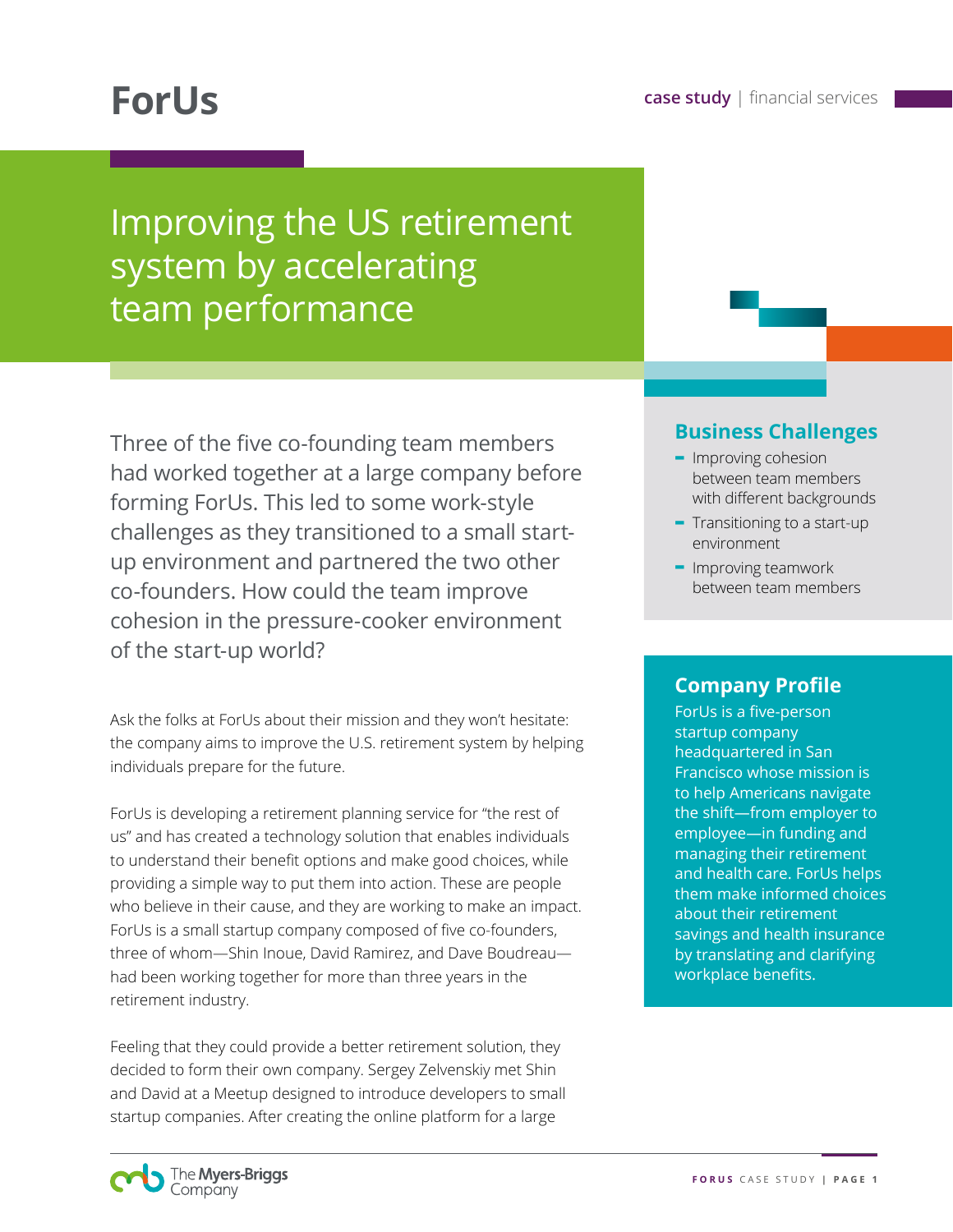# ForUs

**case study** | financial services

## Improving the US retirement system by accelerating team performance

Three of the five co-founding team members had worked together at a large company before forming ForUs. This led to some work-style challenges as they transitioned to a small start-up environment and partnered the two other co-founders. How could the team improve cohesion in the pressure-cooker environment of the start-up world?

Ask the folks at ForUs about their mission and they won't hesitate: the company aims to improve the U.S. retirement system by helping individuals prepare for the future.

ForUs is developing a retirement planning service for "the rest of us" and has created a technology solution that enables individuals to understand their benefit options and make good choices, while providing a simple way to put them into action. These are people who believe in their cause, and they are working to make an impact. ForUs is a small startup company composed of five co-founders, three of whom—Shin Inoue, David Ramirez, and Dave Boudreau—had been working together for more than three years in the retirement industry.

Feeling that they could provide a better retirement solution, they decided to form their own company. Sergey Zelvenskiy met Shin and David at a Meetup designed to introduce developers to small startup companies. After creating the online platform for a large

### Business Challenges

- Improving cohesion between team members with different backgrounds
- Transitioning to a start-up environment
- Improving teamwork between team members

### Company Profile

ForUs is a five-person startup company headquartered in San Francisco whose mission is to help Americans navigate the shift—from employer to employee—in funding and managing their retirement and health care. ForUs helps them make informed choices about their retirement savings and health insurance by translating and clarifying workplace benefits.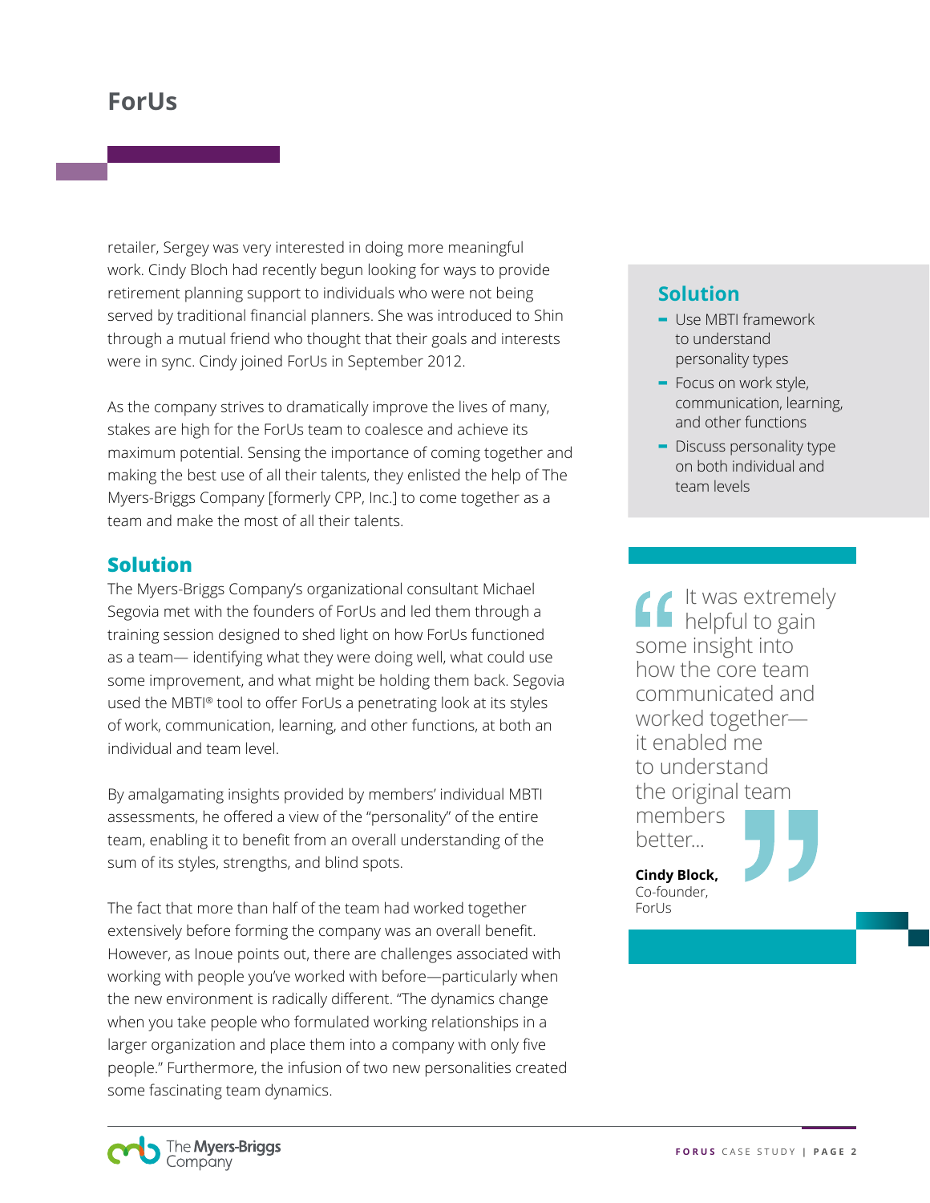retailer, Sergey was very interested in doing more meaningful work. Cindy Bloch had recently begun looking for ways to provide retirement planning support to individuals who were not being served by traditional financial planners. She was introduced to Shin through a mutual friend who thought that their goals and interests were in sync. Cindy joined ForUs in September 2012.

As the company strives to dramatically improve the lives of many, stakes are high for the ForUs team to coalesce and achieve its maximum potential. Sensing the importance of coming together and making the best use of all their talents, they enlisted the help of The Myers-Briggs Company [formerly CPP, Inc.] to come together as a team and make the most of all their talents.

## Solution

- Use MBTI framework to understand personality types
- Focus on work style, communication, learning, and other functions
- Discuss personality type on both individual and team levels

## Solution

The Myers-Briggs Company's organizational consultant Michael Segovia met with the founders of ForUs and led them through a training session designed to shed light on how ForUs functioned as a team— identifying what they were doing well, what could use some improvement, and what might be holding them back. Segovia used the MBTI® tool to offer ForUs a penetrating look at its styles of work, communication, learning, and other functions, at both an individual and team level.

By amalgamating insights provided by members' individual MBTI assessments, he offered a view of the "personality" of the entire team, enabling it to benefit from an overall understanding of the sum of its styles, strengths, and blind spots.

The fact that more than half of the team had worked together extensively before forming the company was an overall benefit. However, as Inoue points out, there are challenges associated with working with people you've worked with before—particularly when the new environment is radically different. "The dynamics change when you take people who formulated working relationships in a larger organization and place them into a company with only five people." Furthermore, the infusion of two new personalities created some fascinating team dynamics.

> "It was extremely helpful to gain some insight into how the core team communicated and worked together—it enabled me to understand the original team members better..."
>
> **Cindy Block,**
> Co-founder,
> ForUs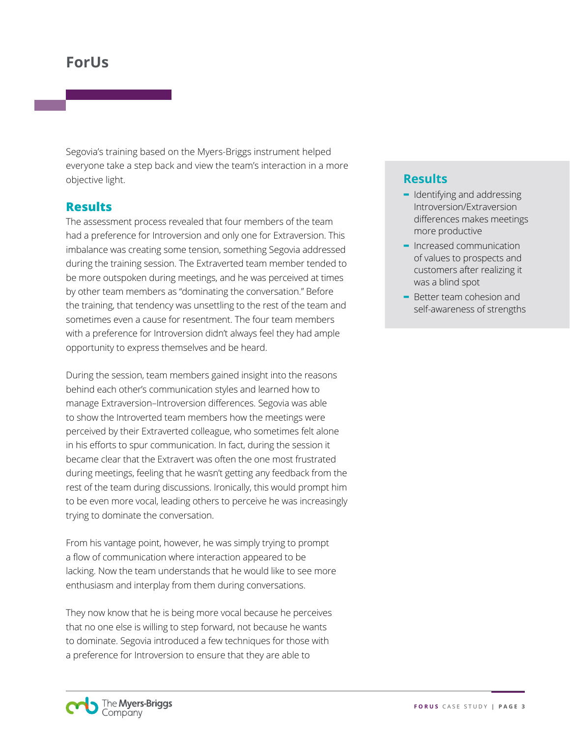## ForUs

Segovia's training based on the Myers-Briggs instrument helped everyone take a step back and view the team's interaction in a more objective light.

### Results

The assessment process revealed that four members of the team had a preference for Introversion and only one for Extraversion. This imbalance was creating some tension, something Segovia addressed during the training session. The Extraverted team member tended to be more outspoken during meetings, and he was perceived at times by other team members as "dominating the conversation." Before the training, that tendency was unsettling to the rest of the team and sometimes even a cause for resentment. The four team members with a preference for Introversion didn't always feel they had ample opportunity to express themselves and be heard.

During the session, team members gained insight into the reasons behind each other's communication styles and learned how to manage Extraversion–Introversion differences. Segovia was able to show the Introverted team members how the meetings were perceived by their Extraverted colleague, who sometimes felt alone in his efforts to spur communication. In fact, during the session it became clear that the Extravert was often the one most frustrated during meetings, feeling that he wasn't getting any feedback from the rest of the team during discussions. Ironically, this would prompt him to be even more vocal, leading others to perceive he was increasingly trying to dominate the conversation.

From his vantage point, however, he was simply trying to prompt a flow of communication where interaction appeared to be lacking. Now the team understands that he would like to see more enthusiasm and interplay from them during conversations.

They now know that he is being more vocal because he perceives that no one else is willing to step forward, not because he wants to dominate. Segovia introduced a few techniques for those with a preference for Introversion to ensure that they are able to

### Results

- Identifying and addressing Introversion/Extraversion differences makes meetings more productive
- Increased communication of values to prospects and customers after realizing it was a blind spot
- Better team cohesion and self-awareness of strengths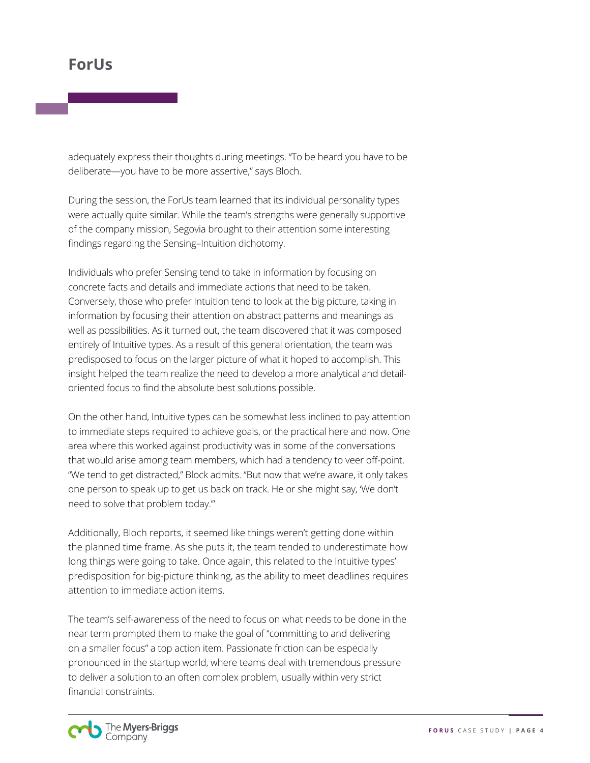adequately express their thoughts during meetings. "To be heard you have to be deliberate—you have to be more assertive," says Bloch.

During the session, the ForUs team learned that its individual personality types were actually quite similar. While the team's strengths were generally supportive of the company mission, Segovia brought to their attention some interesting findings regarding the Sensing–Intuition dichotomy.

Individuals who prefer Sensing tend to take in information by focusing on concrete facts and details and immediate actions that need to be taken. Conversely, those who prefer Intuition tend to look at the big picture, taking in information by focusing their attention on abstract patterns and meanings as well as possibilities. As it turned out, the team discovered that it was composed entirely of Intuitive types. As a result of this general orientation, the team was predisposed to focus on the larger picture of what it hoped to accomplish. This insight helped the team realize the need to develop a more analytical and detail-oriented focus to find the absolute best solutions possible.

On the other hand, Intuitive types can be somewhat less inclined to pay attention to immediate steps required to achieve goals, or the practical here and now. One area where this worked against productivity was in some of the conversations that would arise among team members, which had a tendency to veer off-point. "We tend to get distracted," Block admits. "But now that we're aware, it only takes one person to speak up to get us back on track. He or she might say, 'We don't need to solve that problem today.'"

Additionally, Bloch reports, it seemed like things weren't getting done within the planned time frame. As she puts it, the team tended to underestimate how long things were going to take. Once again, this related to the Intuitive types' predisposition for big-picture thinking, as the ability to meet deadlines requires attention to immediate action items.

The team's self-awareness of the need to focus on what needs to be done in the near term prompted them to make the goal of "committing to and delivering on a smaller focus" a top action item. Passionate friction can be especially pronounced in the startup world, where teams deal with tremendous pressure to deliver a solution to an often complex problem, usually within very strict financial constraints.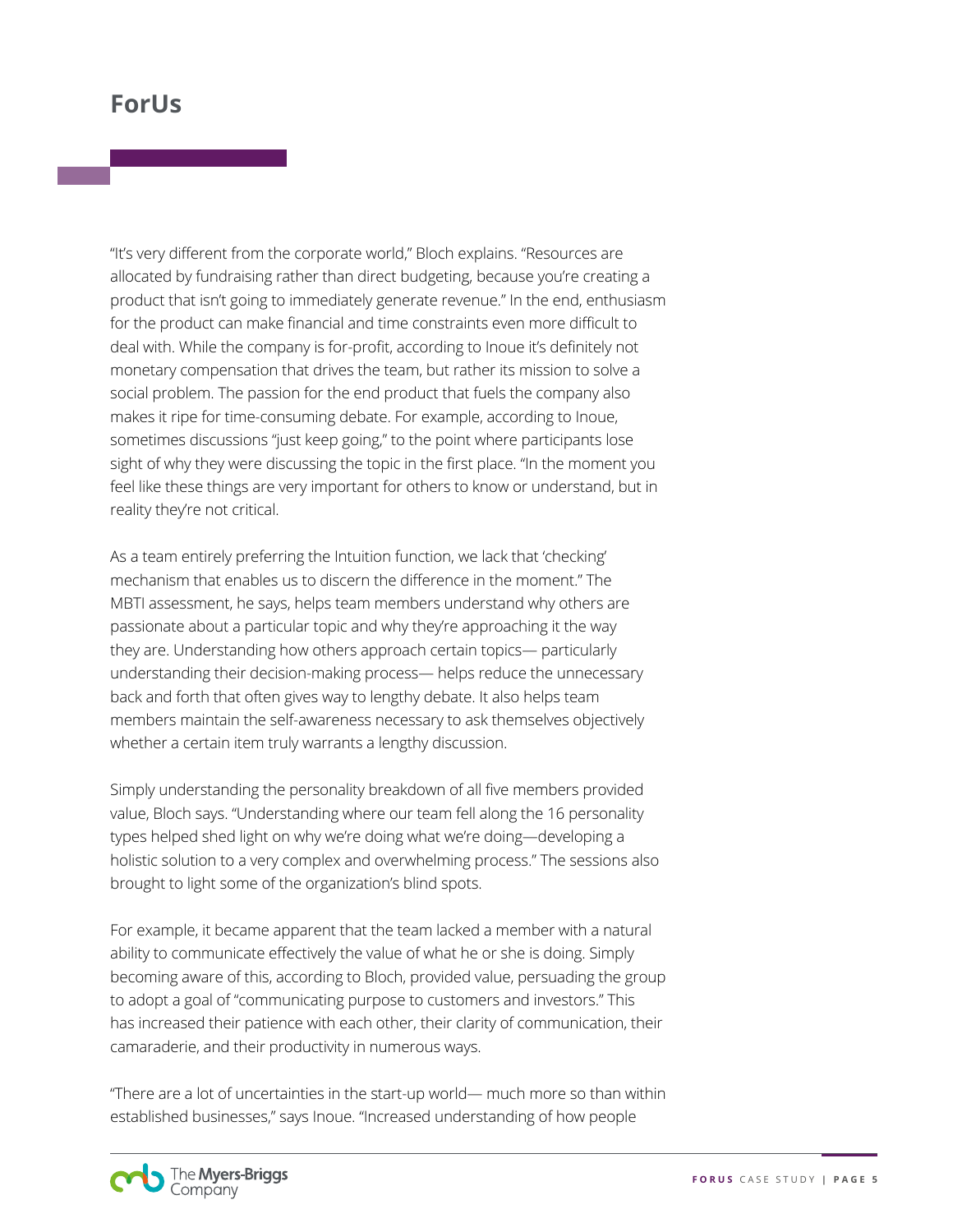# ForUs

"It's very different from the corporate world," Bloch explains. "Resources are allocated by fundraising rather than direct budgeting, because you're creating a product that isn't going to immediately generate revenue." In the end, enthusiasm for the product can make financial and time constraints even more difficult to deal with. While the company is for-profit, according to Inoue it's definitely not monetary compensation that drives the team, but rather its mission to solve a social problem. The passion for the end product that fuels the company also makes it ripe for time-consuming debate. For example, according to Inoue, sometimes discussions "just keep going," to the point where participants lose sight of why they were discussing the topic in the first place. "In the moment you feel like these things are very important for others to know or understand, but in reality they're not critical.

As a team entirely preferring the Intuition function, we lack that 'checking' mechanism that enables us to discern the difference in the moment." The MBTI assessment, he says, helps team members understand why others are passionate about a particular topic and why they're approaching it the way they are. Understanding how others approach certain topics— particularly understanding their decision-making process— helps reduce the unnecessary back and forth that often gives way to lengthy debate. It also helps team members maintain the self-awareness necessary to ask themselves objectively whether a certain item truly warrants a lengthy discussion.

Simply understanding the personality breakdown of all five members provided value, Bloch says. "Understanding where our team fell along the 16 personality types helped shed light on why we're doing what we're doing—developing a holistic solution to a very complex and overwhelming process." The sessions also brought to light some of the organization's blind spots.

For example, it became apparent that the team lacked a member with a natural ability to communicate effectively the value of what he or she is doing. Simply becoming aware of this, according to Bloch, provided value, persuading the group to adopt a goal of "communicating purpose to customers and investors." This has increased their patience with each other, their clarity of communication, their camaraderie, and their productivity in numerous ways.

"There are a lot of uncertainties in the start-up world— much more so than within established businesses," says Inoue. "Increased understanding of how people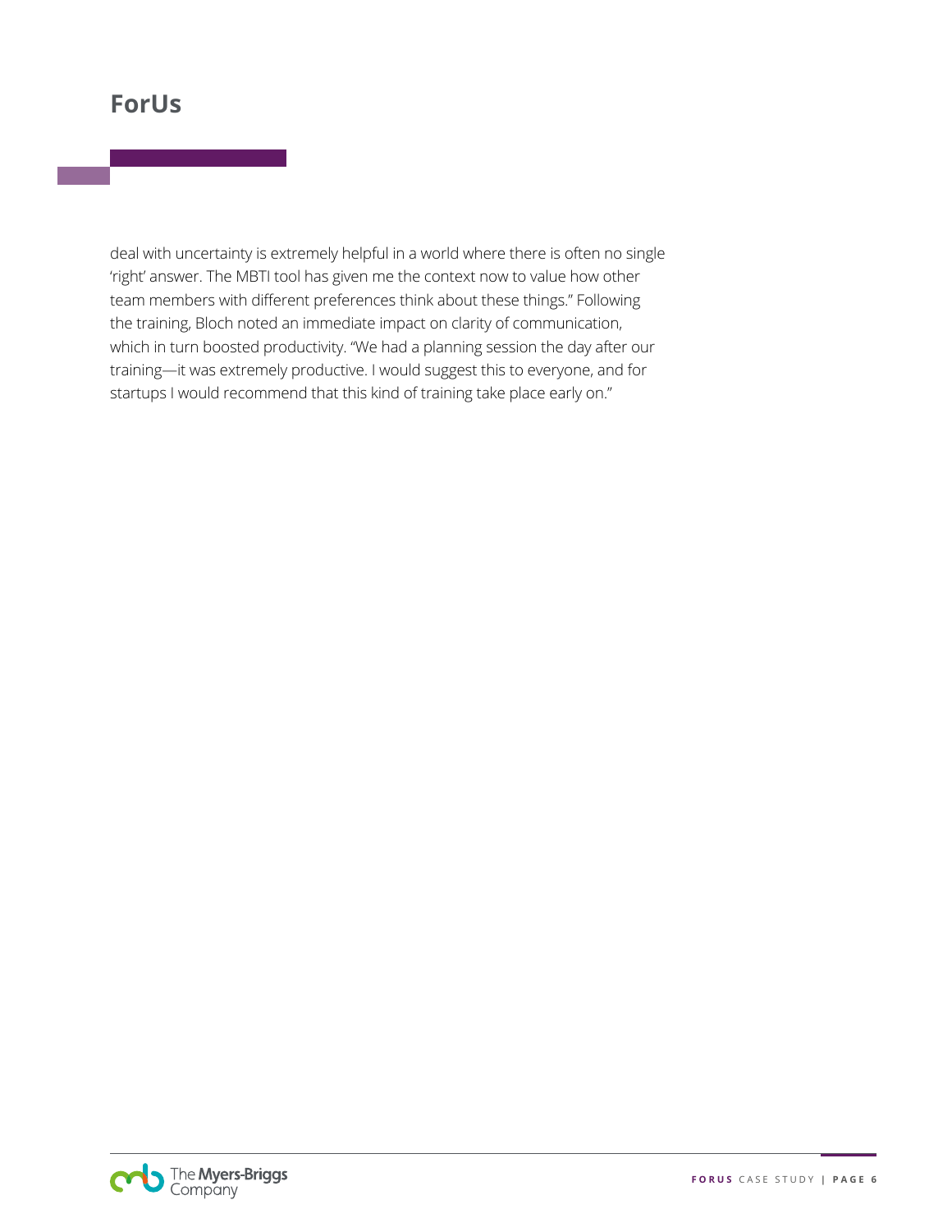deal with uncertainty is extremely helpful in a world where there is often no single 'right' answer. The MBTI tool has given me the context now to value how other team members with different preferences think about these things." Following the training, Bloch noted an immediate impact on clarity of communication, which in turn boosted productivity. "We had a planning session the day after our training—it was extremely productive. I would suggest this to everyone, and for startups I would recommend that this kind of training take place early on."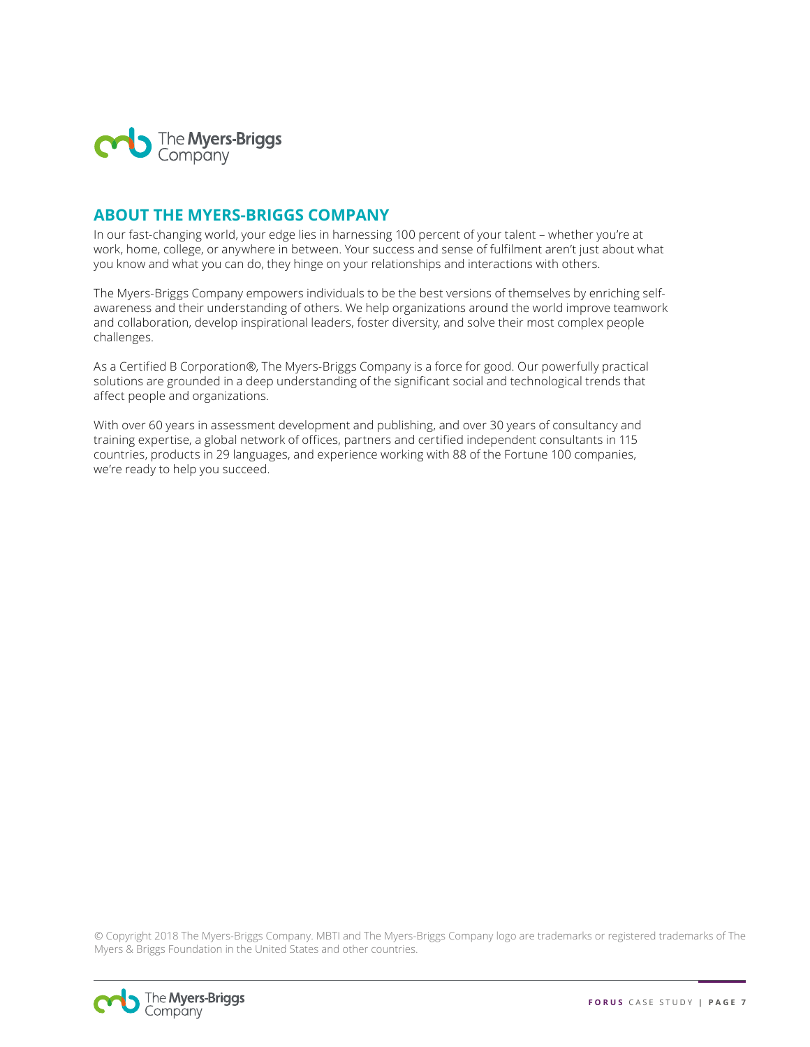## ABOUT THE MYERS-BRIGGS COMPANY

In our fast-changing world, your edge lies in harnessing 100 percent of your talent – whether you're at work, home, college, or anywhere in between. Your success and sense of fulfilment aren't just about what you know and what you can do, they hinge on your relationships and interactions with others.

The Myers-Briggs Company empowers individuals to be the best versions of themselves by enriching self-awareness and their understanding of others. We help organizations around the world improve teamwork and collaboration, develop inspirational leaders, foster diversity, and solve their most complex people challenges.

As a Certified B Corporation®, The Myers-Briggs Company is a force for good. Our powerfully practical solutions are grounded in a deep understanding of the significant social and technological trends that affect people and organizations.

With over 60 years in assessment development and publishing, and over 30 years of consultancy and training expertise, a global network of offices, partners and certified independent consultants in 115 countries, products in 29 languages, and experience working with 88 of the Fortune 100 companies, we're ready to help you succeed.

© Copyright 2018 The Myers-Briggs Company. MBTI and The Myers-Briggs Company logo are trademarks or registered trademarks of The Myers & Briggs Foundation in the United States and other countries.